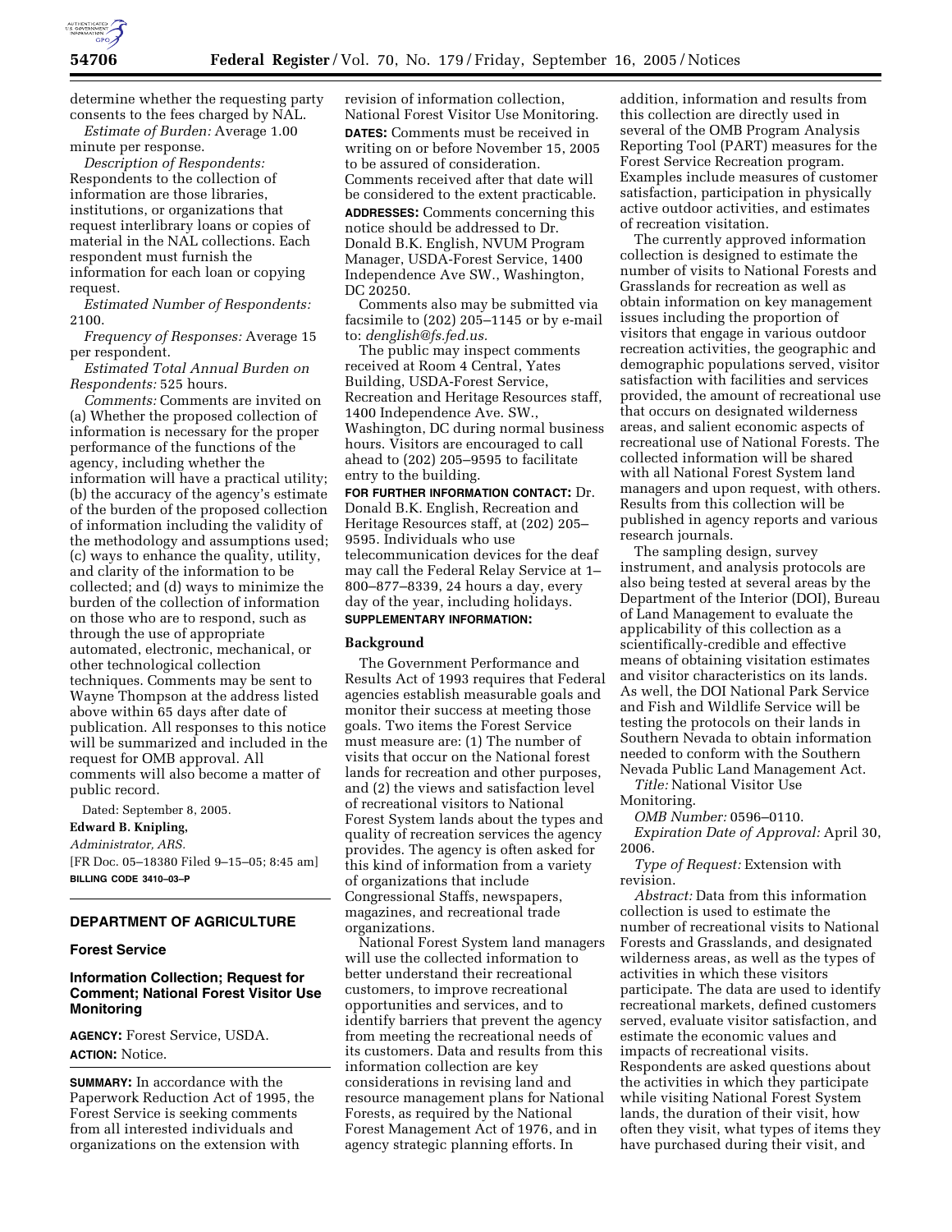determine whether the requesting party consents to the fees charged by NAL.

*Estimate of Burden:* Average 1.00 minute per response.

*Description of Respondents:* Respondents to the collection of information are those libraries, institutions, or organizations that request interlibrary loans or copies of material in the NAL collections. Each respondent must furnish the information for each loan or copying request.

*Estimated Number of Respondents:* 2100.

*Frequency of Responses:* Average 15 per respondent.

*Estimated Total Annual Burden on Respondents:* 525 hours.

*Comments:* Comments are invited on (a) Whether the proposed collection of information is necessary for the proper performance of the functions of the agency, including whether the information will have a practical utility; (b) the accuracy of the agency's estimate of the burden of the proposed collection of information including the validity of the methodology and assumptions used; (c) ways to enhance the quality, utility, and clarity of the information to be collected; and (d) ways to minimize the burden of the collection of information on those who are to respond, such as through the use of appropriate automated, electronic, mechanical, or other technological collection techniques. Comments may be sent to Wayne Thompson at the address listed above within 65 days after date of publication. All responses to this notice will be summarized and included in the request for OMB approval. All comments will also become a matter of public record.

Dated: September 8, 2005.

**Edward B. Knipling,**

*Administrator, ARS.*

[FR Doc. 05–18380 Filed 9–15–05; 8:45 am]

**BILLING CODE 3410–03–P**

## DEPARTMENT OF AGRICULTURE

### Forest Service

### Information Collection; Request for Comment; National Forest Visitor Use Monitoring

**AGENCY:** Forest Service, USDA.

**ACTION:** Notice.

**SUMMARY:** In accordance with the Paperwork Reduction Act of 1995, the Forest Service is seeking comments from all interested individuals and organizations on the extension with revision of information collection, National Forest Visitor Use Monitoring.

**DATES:** Comments must be received in writing on or before November 15, 2005 to be assured of consideration. Comments received after that date will be considered to the extent practicable.

**ADDRESSES:** Comments concerning this notice should be addressed to Dr. Donald B.K. English, NVUM Program Manager, USDA-Forest Service, 1400 Independence Ave SW., Washington, DC 20250.

Comments also may be submitted via facsimile to (202) 205–1145 or by e-mail to: *denglish@fs.fed.us.*

The public may inspect comments received at Room 4 Central, Yates Building, USDA-Forest Service, Recreation and Heritage Resources staff, 1400 Independence Ave. SW., Washington, DC during normal business hours. Visitors are encouraged to call ahead to (202) 205–9595 to facilitate entry to the building.

**FOR FURTHER INFORMATION CONTACT:** Dr. Donald B.K. English, Recreation and Heritage Resources staff, at (202) 205–9595. Individuals who use telecommunication devices for the deaf may call the Federal Relay Service at 1–800–877–8339, 24 hours a day, every day of the year, including holidays.

**SUPPLEMENTARY INFORMATION:**

#### Background

The Government Performance and Results Act of 1993 requires that Federal agencies establish measurable goals and monitor their success at meeting those goals. Two items the Forest Service must measure are: (1) The number of visits that occur on the National forest lands for recreation and other purposes, and (2) the views and satisfaction level of recreational visitors to National Forest System lands about the types and quality of recreation services the agency provides. The agency is often asked for this kind of information from a variety of organizations that include Congressional Staffs, newspapers, magazines, and recreational trade organizations.

National Forest System land managers will use the collected information to better understand their recreational customers, to improve recreational opportunities and services, and to identify barriers that prevent the agency from meeting the recreational needs of its customers. Data and results from this information collection are key considerations in revising land and resource management plans for National Forests, as required by the National Forest Management Act of 1976, and in agency strategic planning efforts. In addition, information and results from this collection are directly used in several of the OMB Program Analysis Reporting Tool (PART) measures for the Forest Service Recreation program. Examples include measures of customer satisfaction, participation in physically active outdoor activities, and estimates of recreation visitation.

The currently approved information collection is designed to estimate the number of visits to National Forests and Grasslands for recreation as well as obtain information on key management issues including the proportion of visitors that engage in various outdoor recreation activities, the geographic and demographic populations served, visitor satisfaction with facilities and services provided, the amount of recreational use that occurs on designated wilderness areas, and salient economic aspects of recreational use of National Forests. The collected information will be shared with all National Forest System land managers and upon request, with others. Results from this collection will be published in agency reports and various research journals.

The sampling design, survey instrument, and analysis protocols are also being tested at several areas by the Department of the Interior (DOI), Bureau of Land Management to evaluate the applicability of this collection as a scientifically-credible and effective means of obtaining visitation estimates and visitor characteristics on its lands. As well, the DOI National Park Service and Fish and Wildlife Service will be testing the protocols on their lands in Southern Nevada to obtain information needed to conform with the Southern Nevada Public Land Management Act.

*Title:* National Visitor Use Monitoring.

*OMB Number:* 0596–0110.

*Expiration Date of Approval:* April 30, 2006.

*Type of Request:* Extension with revision.

*Abstract:* Data from this information collection is used to estimate the number of recreational visits to National Forests and Grasslands, and designated wilderness areas, as well as the types of activities in which these visitors participate. The data are used to identify recreational markets, defined customers served, evaluate visitor satisfaction, and estimate the economic values and impacts of recreational visits. Respondents are asked questions about the activities in which they participate while visiting National Forest System lands, the duration of their visit, how often they visit, what types of items they have purchased during their visit, and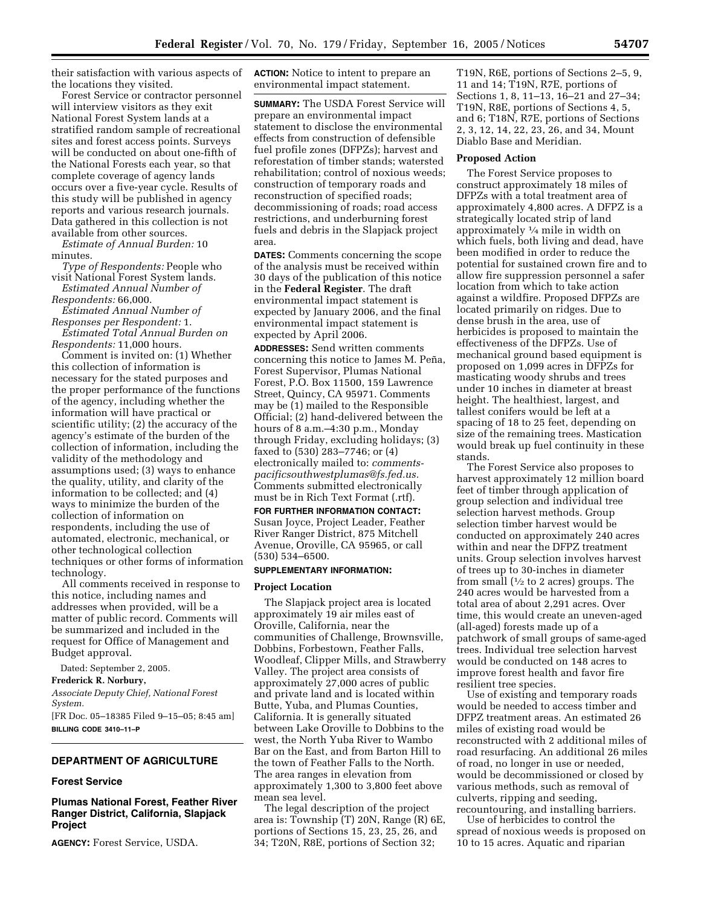their satisfaction with various aspects of the locations they visited.

Forest Service or contractor personnel will interview visitors as they exit National Forest System lands at a stratified random sample of recreational sites and forest access points. Surveys will be conducted on about one-fifth of the National Forests each year, so that complete coverage of agency lands occurs over a five-year cycle. Results of this study will be published in agency reports and various research journals. Data gathered in this collection is not available from other sources.

*Estimate of Annual Burden:* 10 minutes.

*Type of Respondents:* People who visit National Forest System lands.

*Estimated Annual Number of Respondents:* 66,000.

*Estimated Annual Number of Responses per Respondent:* 1.

*Estimated Total Annual Burden on Respondents:* 11,000 hours.

Comment is invited on: (1) Whether this collection of information is necessary for the stated purposes and the proper performance of the functions of the agency, including whether the information will have practical or scientific utility; (2) the accuracy of the agency's estimate of the burden of the collection of information, including the validity of the methodology and assumptions used; (3) ways to enhance the quality, utility, and clarity of the information to be collected; and (4) ways to minimize the burden of the collection of information on respondents, including the use of automated, electronic, mechanical, or other technological collection techniques or other forms of information technology.

All comments received in response to this notice, including names and addresses when provided, will be a matter of public record. Comments will be summarized and included in the request for Office of Management and Budget approval.

Dated: September 2, 2005.

**Frederick R. Norbury,**

*Associate Deputy Chief, National Forest System.*

[FR Doc. 05–18385 Filed 9–15–05; 8:45 am]

**BILLING CODE 3410–11–P**

## DEPARTMENT OF AGRICULTURE

### Forest Service

### Plumas National Forest, Feather River Ranger District, California, Slapjack Project

**AGENCY:** Forest Service, USDA.

**ACTION:** Notice to intent to prepare an environmental impact statement.

**SUMMARY:** The USDA Forest Service will prepare an environmental impact statement to disclose the environmental effects from construction of defensible fuel profile zones (DFPZs); harvest and reforestation of timber stands; watersted rehabilitation; control of noxious weeds; construction of temporary roads and reconstruction of specified roads; decommissioning of roads; road access restrictions, and underburning forest fuels and debris in the Slapjack project area.

**DATES:** Comments concerning the scope of the analysis must be received within 30 days of the publication of this notice in the **Federal Register**. The draft environmental impact statement is expected by January 2006, and the final environmental impact statement is expected by April 2006.

**ADDRESSES:** Send written comments concerning this notice to James M. Peña, Forest Supervisor, Plumas National Forest, P.O. Box 11500, 159 Lawrence Street, Quincy, CA 95971. Comments may be (1) mailed to the Responsible Official; (2) hand-delivered between the hours of 8 a.m.–4:30 p.m., Monday through Friday, excluding holidays; (3) faxed to (530) 283–7746; or (4) electronically mailed to: *comments-pacificsouthwestplumas@fs.fed.us.* Comments submitted electronically must be in Rich Text Format (.rtf).

**FOR FURTHER INFORMATION CONTACT:** Susan Joyce, Project Leader, Feather River Ranger District, 875 Mitchell Avenue, Oroville, CA 95965, or call (530) 534–6500.

**SUPPLEMENTARY INFORMATION:**

#### Project Location

The Slapjack project area is located approximately 19 air miles east of Oroville, California, near the communities of Challenge, Brownsville, Dobbins, Forbestown, Feather Falls, Woodleaf, Clipper Mills, and Strawberry Valley. The project area consists of approximately 27,000 acres of public and private land and is located within Butte, Yuba, and Plumas Counties, California. It is generally situated between Lake Oroville to Dobbins to the west, the North Yuba River to Wambo Bar on the East, and from Barton Hill to the town of Feather Falls to the North. The area ranges in elevation from approximately 1,300 to 3,800 feet above mean sea level.

The legal description of the project area is: Township (T) 20N, Range (R) 6E, portions of Sections 15, 23, 25, 26, and 34; T20N, R8E, portions of Section 32; T19N, R6E, portions of Sections 2–5, 9, 11 and 14; T19N, R7E, portions of Sections 1, 8, 11–13, 16–21 and 27–34; T19N, R8E, portions of Sections 4, 5, and 6; T18N, R7E, portions of Sections 2, 3, 12, 14, 22, 23, 26, and 34, Mount Diablo Base and Meridian.

#### Proposed Action

The Forest Service proposes to construct approximately 18 miles of DFPZs with a total treatment area of approximately 4,800 acres. A DFPZ is a strategically located strip of land approximately ¼ mile in width on which fuels, both living and dead, have been modified in order to reduce the potential for sustained crown fire and to allow fire suppression personnel a safer location from which to take action against a wildfire. Proposed DFPZs are located primarily on ridges. Due to dense brush in the area, use of herbicides is proposed to maintain the effectiveness of the DFPZs. Use of mechanical ground based equipment is proposed on 1,099 acres in DFPZs for masticating woody shrubs and trees under 10 inches in diameter at breast height. The healthiest, largest, and tallest conifers would be left at a spacing of 18 to 25 feet, depending on size of the remaining trees. Mastication would break up fuel continuity in these stands.

The Forest Service also proposes to harvest approximately 12 million board feet of timber through application of group selection and individual tree selection harvest methods. Group selection timber harvest would be conducted on approximately 240 acres within and near the DFPZ treatment units. Group selection involves harvest of trees up to 30-inches in diameter from small (½ to 2 acres) groups. The 240 acres would be harvested from a total area of about 2,291 acres. Over time, this would create an uneven-aged (all-aged) forests made up of a patchwork of small groups of same-aged trees. Individual tree selection harvest would be conducted on 148 acres to improve forest health and favor fire resilient tree species.

Use of existing and temporary roads would be needed to access timber and DFPZ treatment areas. An estimated 26 miles of existing road would be reconstructed with 2 additional miles of road resurfacing. An additional 26 miles of road, no longer in use or needed, would be decommissioned or closed by various methods, such as removal of culverts, ripping and seeding, recountouring, and installing barriers.

Use of herbicides to control the spread of noxious weeds is proposed on 10 to 15 acres. Aquatic and riparian